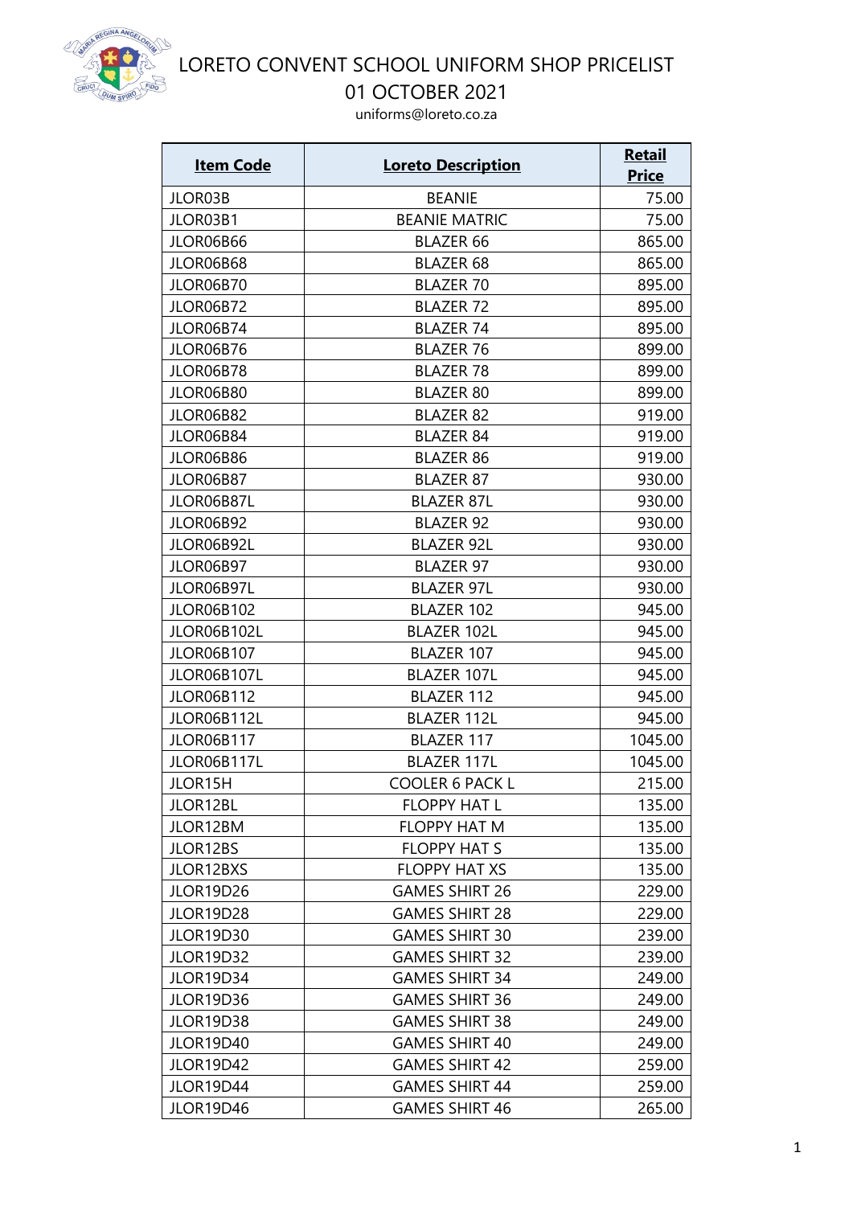# LORETO CONVENT SCHOOL UNIFORM SHOP PRICELIST

## 01 OCTOBER 2021

uniforms@loreto.co.za

| **Item Code** | **Loreto Description** | **Retail Price** |
|---|---|---|
| JLOR03B | BEANIE | 75.00 |
| JLOR03B1 | BEANIE MATRIC | 75.00 |
| JLOR06B66 | BLAZER 66 | 865.00 |
| JLOR06B68 | BLAZER 68 | 865.00 |
| JLOR06B70 | BLAZER 70 | 895.00 |
| JLOR06B72 | BLAZER 72 | 895.00 |
| JLOR06B74 | BLAZER 74 | 895.00 |
| JLOR06B76 | BLAZER 76 | 899.00 |
| JLOR06B78 | BLAZER 78 | 899.00 |
| JLOR06B80 | BLAZER 80 | 899.00 |
| JLOR06B82 | BLAZER 82 | 919.00 |
| JLOR06B84 | BLAZER 84 | 919.00 |
| JLOR06B86 | BLAZER 86 | 919.00 |
| JLOR06B87 | BLAZER 87 | 930.00 |
| JLOR06B87L | BLAZER 87L | 930.00 |
| JLOR06B92 | BLAZER 92 | 930.00 |
| JLOR06B92L | BLAZER 92L | 930.00 |
| JLOR06B97 | BLAZER 97 | 930.00 |
| JLOR06B97L | BLAZER 97L | 930.00 |
| JLOR06B102 | BLAZER 102 | 945.00 |
| JLOR06B102L | BLAZER 102L | 945.00 |
| JLOR06B107 | BLAZER 107 | 945.00 |
| JLOR06B107L | BLAZER 107L | 945.00 |
| JLOR06B112 | BLAZER 112 | 945.00 |
| JLOR06B112L | BLAZER 112L | 945.00 |
| JLOR06B117 | BLAZER 117 | 1045.00 |
| JLOR06B117L | BLAZER 117L | 1045.00 |
| JLOR15H | COOLER 6 PACK L | 215.00 |
| JLOR12BL | FLOPPY HAT L | 135.00 |
| JLOR12BM | FLOPPY HAT M | 135.00 |
| JLOR12BS | FLOPPY HAT S | 135.00 |
| JLOR12BXS | FLOPPY HAT XS | 135.00 |
| JLOR19D26 | GAMES SHIRT 26 | 229.00 |
| JLOR19D28 | GAMES SHIRT 28 | 229.00 |
| JLOR19D30 | GAMES SHIRT 30 | 239.00 |
| JLOR19D32 | GAMES SHIRT 32 | 239.00 |
| JLOR19D34 | GAMES SHIRT 34 | 249.00 |
| JLOR19D36 | GAMES SHIRT 36 | 249.00 |
| JLOR19D38 | GAMES SHIRT 38 | 249.00 |
| JLOR19D40 | GAMES SHIRT 40 | 249.00 |
| JLOR19D42 | GAMES SHIRT 42 | 259.00 |
| JLOR19D44 | GAMES SHIRT 44 | 259.00 |
| JLOR19D46 | GAMES SHIRT 46 | 265.00 |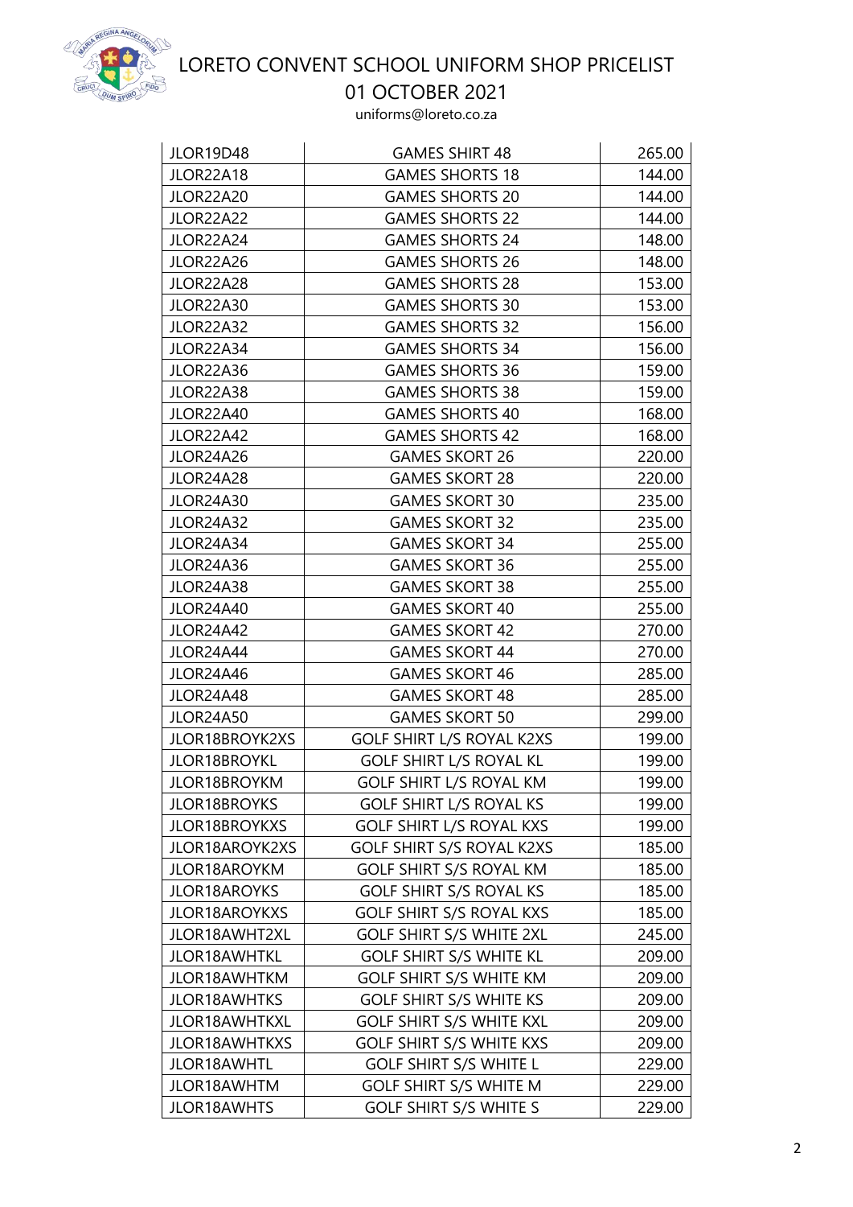# LORETO CONVENT SCHOOL UNIFORM SHOP PRICELIST

## 01 OCTOBER 2021

uniforms@loreto.co.za

| JLOR19D48 | GAMES SHIRT 48 | 265.00 |
|---|---|---|
| JLOR22A18 | GAMES SHORTS 18 | 144.00 |
| JLOR22A20 | GAMES SHORTS 20 | 144.00 |
| JLOR22A22 | GAMES SHORTS 22 | 144.00 |
| JLOR22A24 | GAMES SHORTS 24 | 148.00 |
| JLOR22A26 | GAMES SHORTS 26 | 148.00 |
| JLOR22A28 | GAMES SHORTS 28 | 153.00 |
| JLOR22A30 | GAMES SHORTS 30 | 153.00 |
| JLOR22A32 | GAMES SHORTS 32 | 156.00 |
| JLOR22A34 | GAMES SHORTS 34 | 156.00 |
| JLOR22A36 | GAMES SHORTS 36 | 159.00 |
| JLOR22A38 | GAMES SHORTS 38 | 159.00 |
| JLOR22A40 | GAMES SHORTS 40 | 168.00 |
| JLOR22A42 | GAMES SHORTS 42 | 168.00 |
| JLOR24A26 | GAMES SKORT 26 | 220.00 |
| JLOR24A28 | GAMES SKORT 28 | 220.00 |
| JLOR24A30 | GAMES SKORT 30 | 235.00 |
| JLOR24A32 | GAMES SKORT 32 | 235.00 |
| JLOR24A34 | GAMES SKORT 34 | 255.00 |
| JLOR24A36 | GAMES SKORT 36 | 255.00 |
| JLOR24A38 | GAMES SKORT 38 | 255.00 |
| JLOR24A40 | GAMES SKORT 40 | 255.00 |
| JLOR24A42 | GAMES SKORT 42 | 270.00 |
| JLOR24A44 | GAMES SKORT 44 | 270.00 |
| JLOR24A46 | GAMES SKORT 46 | 285.00 |
| JLOR24A48 | GAMES SKORT 48 | 285.00 |
| JLOR24A50 | GAMES SKORT 50 | 299.00 |
| JLOR18BROYK2XS | GOLF SHIRT L/S ROYAL K2XS | 199.00 |
| JLOR18BROYKL | GOLF SHIRT L/S ROYAL KL | 199.00 |
| JLOR18BROYKM | GOLF SHIRT L/S ROYAL KM | 199.00 |
| JLOR18BROYKS | GOLF SHIRT L/S ROYAL KS | 199.00 |
| JLOR18BROYKXS | GOLF SHIRT L/S ROYAL KXS | 199.00 |
| JLOR18AROYK2XS | GOLF SHIRT S/S ROYAL K2XS | 185.00 |
| JLOR18AROYKM | GOLF SHIRT S/S ROYAL KM | 185.00 |
| JLOR18AROYKS | GOLF SHIRT S/S ROYAL KS | 185.00 |
| JLOR18AROYKXS | GOLF SHIRT S/S ROYAL KXS | 185.00 |
| JLOR18AWHT2XL | GOLF SHIRT S/S WHITE 2XL | 245.00 |
| JLOR18AWHTKL | GOLF SHIRT S/S WHITE KL | 209.00 |
| JLOR18AWHTKM | GOLF SHIRT S/S WHITE KM | 209.00 |
| JLOR18AWHTKS | GOLF SHIRT S/S WHITE KS | 209.00 |
| JLOR18AWHTKXL | GOLF SHIRT S/S WHITE KXL | 209.00 |
| JLOR18AWHTKXS | GOLF SHIRT S/S WHITE KXS | 209.00 |
| JLOR18AWHTL | GOLF SHIRT S/S WHITE L | 229.00 |
| JLOR18AWHTM | GOLF SHIRT S/S WHITE M | 229.00 |
| JLOR18AWHTS | GOLF SHIRT S/S WHITE S | 229.00 |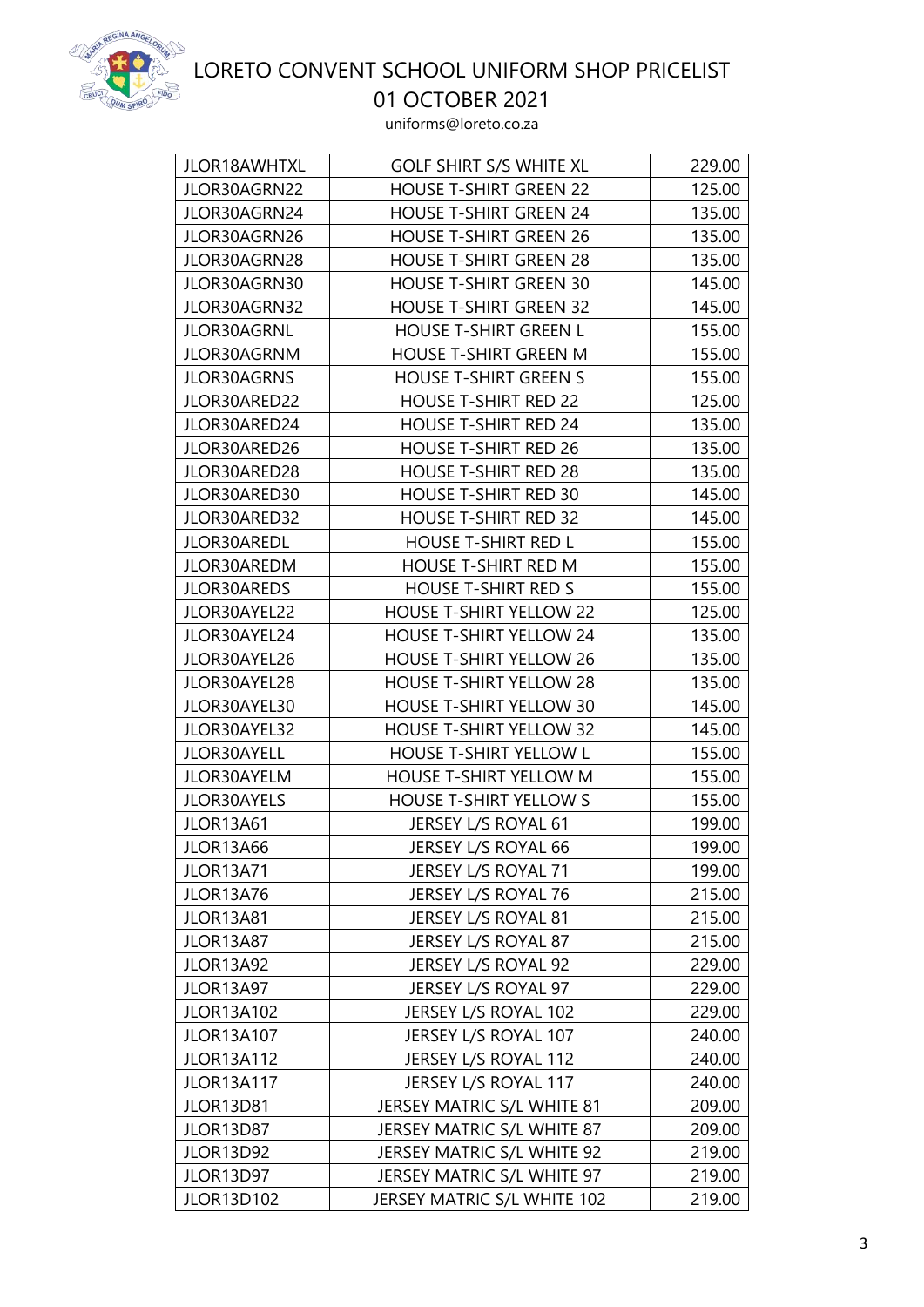# LORETO CONVENT SCHOOL UNIFORM SHOP PRICELIST

## 01 OCTOBER 2021

uniforms@loreto.co.za

| JLOR18AWHTXL | GOLF SHIRT S/S WHITE XL | 229.00 |
|---|---|---|
| JLOR30AGRN22 | HOUSE T-SHIRT GREEN 22 | 125.00 |
| JLOR30AGRN24 | HOUSE T-SHIRT GREEN 24 | 135.00 |
| JLOR30AGRN26 | HOUSE T-SHIRT GREEN 26 | 135.00 |
| JLOR30AGRN28 | HOUSE T-SHIRT GREEN 28 | 135.00 |
| JLOR30AGRN30 | HOUSE T-SHIRT GREEN 30 | 145.00 |
| JLOR30AGRN32 | HOUSE T-SHIRT GREEN 32 | 145.00 |
| JLOR30AGRNL | HOUSE T-SHIRT GREEN L | 155.00 |
| JLOR30AGRNM | HOUSE T-SHIRT GREEN M | 155.00 |
| JLOR30AGRNS | HOUSE T-SHIRT GREEN S | 155.00 |
| JLOR30ARED22 | HOUSE T-SHIRT RED 22 | 125.00 |
| JLOR30ARED24 | HOUSE T-SHIRT RED 24 | 135.00 |
| JLOR30ARED26 | HOUSE T-SHIRT RED 26 | 135.00 |
| JLOR30ARED28 | HOUSE T-SHIRT RED 28 | 135.00 |
| JLOR30ARED30 | HOUSE T-SHIRT RED 30 | 145.00 |
| JLOR30ARED32 | HOUSE T-SHIRT RED 32 | 145.00 |
| JLOR30AREDL | HOUSE T-SHIRT RED L | 155.00 |
| JLOR30AREDM | HOUSE T-SHIRT RED M | 155.00 |
| JLOR30AREDS | HOUSE T-SHIRT RED S | 155.00 |
| JLOR30AYEL22 | HOUSE T-SHIRT YELLOW 22 | 125.00 |
| JLOR30AYEL24 | HOUSE T-SHIRT YELLOW 24 | 135.00 |
| JLOR30AYEL26 | HOUSE T-SHIRT YELLOW 26 | 135.00 |
| JLOR30AYEL28 | HOUSE T-SHIRT YELLOW 28 | 135.00 |
| JLOR30AYEL30 | HOUSE T-SHIRT YELLOW 30 | 145.00 |
| JLOR30AYEL32 | HOUSE T-SHIRT YELLOW 32 | 145.00 |
| JLOR30AYELL | HOUSE T-SHIRT YELLOW L | 155.00 |
| JLOR30AYELM | HOUSE T-SHIRT YELLOW M | 155.00 |
| JLOR30AYELS | HOUSE T-SHIRT YELLOW S | 155.00 |
| JLOR13A61 | JERSEY L/S ROYAL 61 | 199.00 |
| JLOR13A66 | JERSEY L/S ROYAL 66 | 199.00 |
| JLOR13A71 | JERSEY L/S ROYAL 71 | 199.00 |
| JLOR13A76 | JERSEY L/S ROYAL 76 | 215.00 |
| JLOR13A81 | JERSEY L/S ROYAL 81 | 215.00 |
| JLOR13A87 | JERSEY L/S ROYAL 87 | 215.00 |
| JLOR13A92 | JERSEY L/S ROYAL 92 | 229.00 |
| JLOR13A97 | JERSEY L/S ROYAL 97 | 229.00 |
| JLOR13A102 | JERSEY L/S ROYAL 102 | 229.00 |
| JLOR13A107 | JERSEY L/S ROYAL 107 | 240.00 |
| JLOR13A112 | JERSEY L/S ROYAL 112 | 240.00 |
| JLOR13A117 | JERSEY L/S ROYAL 117 | 240.00 |
| JLOR13D81 | JERSEY MATRIC S/L WHITE 81 | 209.00 |
| JLOR13D87 | JERSEY MATRIC S/L WHITE 87 | 209.00 |
| JLOR13D92 | JERSEY MATRIC S/L WHITE 92 | 219.00 |
| JLOR13D97 | JERSEY MATRIC S/L WHITE 97 | 219.00 |
| JLOR13D102 | JERSEY MATRIC S/L WHITE 102 | 219.00 |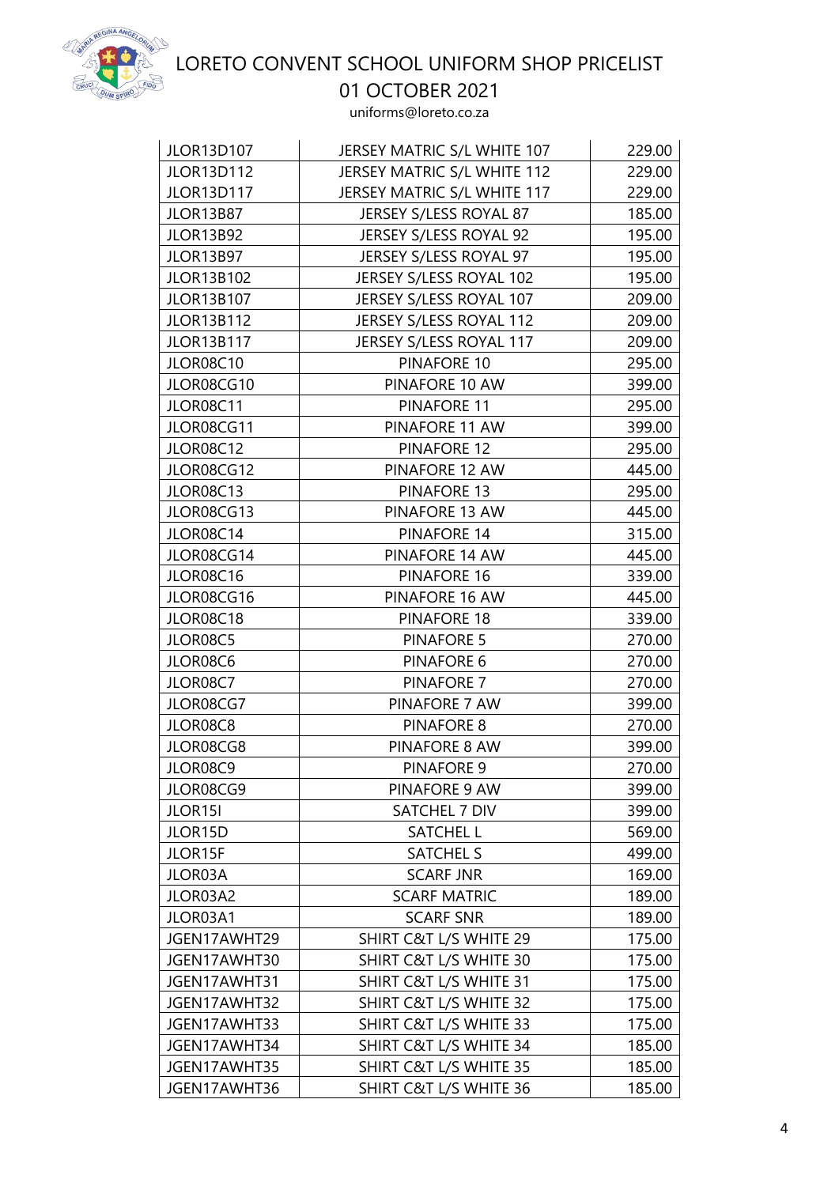# LORETO CONVENT SCHOOL UNIFORM SHOP PRICELIST

## 01 OCTOBER 2021

uniforms@loreto.co.za

| JLOR13D107 | JERSEY MATRIC S/L WHITE 107 | 229.00 |
|---|---|---|
| JLOR13D112 | JERSEY MATRIC S/L WHITE 112 | 229.00 |
| JLOR13D117 | JERSEY MATRIC S/L WHITE 117 | 229.00 |
| JLOR13B87 | JERSEY S/LESS ROYAL 87 | 185.00 |
| JLOR13B92 | JERSEY S/LESS ROYAL 92 | 195.00 |
| JLOR13B97 | JERSEY S/LESS ROYAL 97 | 195.00 |
| JLOR13B102 | JERSEY S/LESS ROYAL 102 | 195.00 |
| JLOR13B107 | JERSEY S/LESS ROYAL 107 | 209.00 |
| JLOR13B112 | JERSEY S/LESS ROYAL 112 | 209.00 |
| JLOR13B117 | JERSEY S/LESS ROYAL 117 | 209.00 |
| JLOR08C10 | PINAFORE 10 | 295.00 |
| JLOR08CG10 | PINAFORE 10 AW | 399.00 |
| JLOR08C11 | PINAFORE 11 | 295.00 |
| JLOR08CG11 | PINAFORE 11 AW | 399.00 |
| JLOR08C12 | PINAFORE 12 | 295.00 |
| JLOR08CG12 | PINAFORE 12 AW | 445.00 |
| JLOR08C13 | PINAFORE 13 | 295.00 |
| JLOR08CG13 | PINAFORE 13 AW | 445.00 |
| JLOR08C14 | PINAFORE 14 | 315.00 |
| JLOR08CG14 | PINAFORE 14 AW | 445.00 |
| JLOR08C16 | PINAFORE 16 | 339.00 |
| JLOR08CG16 | PINAFORE 16 AW | 445.00 |
| JLOR08C18 | PINAFORE 18 | 339.00 |
| JLOR08C5 | PINAFORE 5 | 270.00 |
| JLOR08C6 | PINAFORE 6 | 270.00 |
| JLOR08C7 | PINAFORE 7 | 270.00 |
| JLOR08CG7 | PINAFORE 7 AW | 399.00 |
| JLOR08C8 | PINAFORE 8 | 270.00 |
| JLOR08CG8 | PINAFORE 8 AW | 399.00 |
| JLOR08C9 | PINAFORE 9 | 270.00 |
| JLOR08CG9 | PINAFORE 9 AW | 399.00 |
| JLOR15I | SATCHEL 7 DIV | 399.00 |
| JLOR15D | SATCHEL L | 569.00 |
| JLOR15F | SATCHEL S | 499.00 |
| JLOR03A | SCARF JNR | 169.00 |
| JLOR03A2 | SCARF MATRIC | 189.00 |
| JLOR03A1 | SCARF SNR | 189.00 |
| JGEN17AWHT29 | SHIRT C&T L/S WHITE 29 | 175.00 |
| JGEN17AWHT30 | SHIRT C&T L/S WHITE 30 | 175.00 |
| JGEN17AWHT31 | SHIRT C&T L/S WHITE 31 | 175.00 |
| JGEN17AWHT32 | SHIRT C&T L/S WHITE 32 | 175.00 |
| JGEN17AWHT33 | SHIRT C&T L/S WHITE 33 | 175.00 |
| JGEN17AWHT34 | SHIRT C&T L/S WHITE 34 | 185.00 |
| JGEN17AWHT35 | SHIRT C&T L/S WHITE 35 | 185.00 |
| JGEN17AWHT36 | SHIRT C&T L/S WHITE 36 | 185.00 |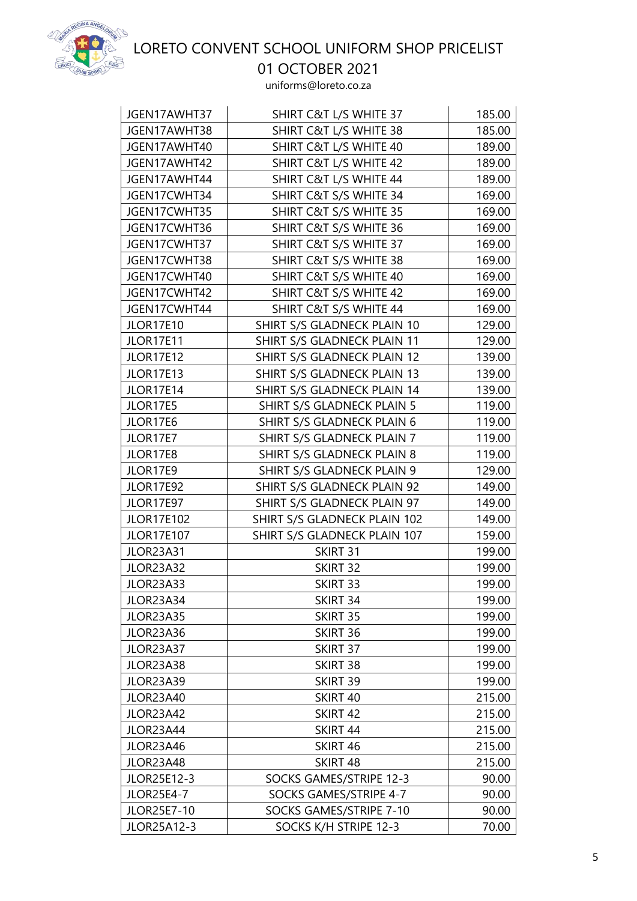# LORETO CONVENT SCHOOL UNIFORM SHOP PRICELIST

## 01 OCTOBER 2021

uniforms@loreto.co.za

| | | |
|---|---|---|
| JGEN17AWHT37 | SHIRT C&T L/S WHITE 37 | 185.00 |
| JGEN17AWHT38 | SHIRT C&T L/S WHITE 38 | 185.00 |
| JGEN17AWHT40 | SHIRT C&T L/S WHITE 40 | 189.00 |
| JGEN17AWHT42 | SHIRT C&T L/S WHITE 42 | 189.00 |
| JGEN17AWHT44 | SHIRT C&T L/S WHITE 44 | 189.00 |
| JGEN17CWHT34 | SHIRT C&T S/S WHITE 34 | 169.00 |
| JGEN17CWHT35 | SHIRT C&T S/S WHITE 35 | 169.00 |
| JGEN17CWHT36 | SHIRT C&T S/S WHITE 36 | 169.00 |
| JGEN17CWHT37 | SHIRT C&T S/S WHITE 37 | 169.00 |
| JGEN17CWHT38 | SHIRT C&T S/S WHITE 38 | 169.00 |
| JGEN17CWHT40 | SHIRT C&T S/S WHITE 40 | 169.00 |
| JGEN17CWHT42 | SHIRT C&T S/S WHITE 42 | 169.00 |
| JGEN17CWHT44 | SHIRT C&T S/S WHITE 44 | 169.00 |
| JLOR17E10 | SHIRT S/S GLADNECK PLAIN 10 | 129.00 |
| JLOR17E11 | SHIRT S/S GLADNECK PLAIN 11 | 129.00 |
| JLOR17E12 | SHIRT S/S GLADNECK PLAIN 12 | 139.00 |
| JLOR17E13 | SHIRT S/S GLADNECK PLAIN 13 | 139.00 |
| JLOR17E14 | SHIRT S/S GLADNECK PLAIN 14 | 139.00 |
| JLOR17E5 | SHIRT S/S GLADNECK PLAIN 5 | 119.00 |
| JLOR17E6 | SHIRT S/S GLADNECK PLAIN 6 | 119.00 |
| JLOR17E7 | SHIRT S/S GLADNECK PLAIN 7 | 119.00 |
| JLOR17E8 | SHIRT S/S GLADNECK PLAIN 8 | 119.00 |
| JLOR17E9 | SHIRT S/S GLADNECK PLAIN 9 | 129.00 |
| JLOR17E92 | SHIRT S/S GLADNECK PLAIN 92 | 149.00 |
| JLOR17E97 | SHIRT S/S GLADNECK PLAIN 97 | 149.00 |
| JLOR17E102 | SHIRT S/S GLADNECK PLAIN 102 | 149.00 |
| JLOR17E107 | SHIRT S/S GLADNECK PLAIN 107 | 159.00 |
| JLOR23A31 | SKIRT 31 | 199.00 |
| JLOR23A32 | SKIRT 32 | 199.00 |
| JLOR23A33 | SKIRT 33 | 199.00 |
| JLOR23A34 | SKIRT 34 | 199.00 |
| JLOR23A35 | SKIRT 35 | 199.00 |
| JLOR23A36 | SKIRT 36 | 199.00 |
| JLOR23A37 | SKIRT 37 | 199.00 |
| JLOR23A38 | SKIRT 38 | 199.00 |
| JLOR23A39 | SKIRT 39 | 199.00 |
| JLOR23A40 | SKIRT 40 | 215.00 |
| JLOR23A42 | SKIRT 42 | 215.00 |
| JLOR23A44 | SKIRT 44 | 215.00 |
| JLOR23A46 | SKIRT 46 | 215.00 |
| JLOR23A48 | SKIRT 48 | 215.00 |
| JLOR25E12-3 | SOCKS GAMES/STRIPE 12-3 | 90.00 |
| JLOR25E4-7 | SOCKS GAMES/STRIPE 4-7 | 90.00 |
| JLOR25E7-10 | SOCKS GAMES/STRIPE 7-10 | 90.00 |
| JLOR25A12-3 | SOCKS K/H STRIPE 12-3 | 70.00 |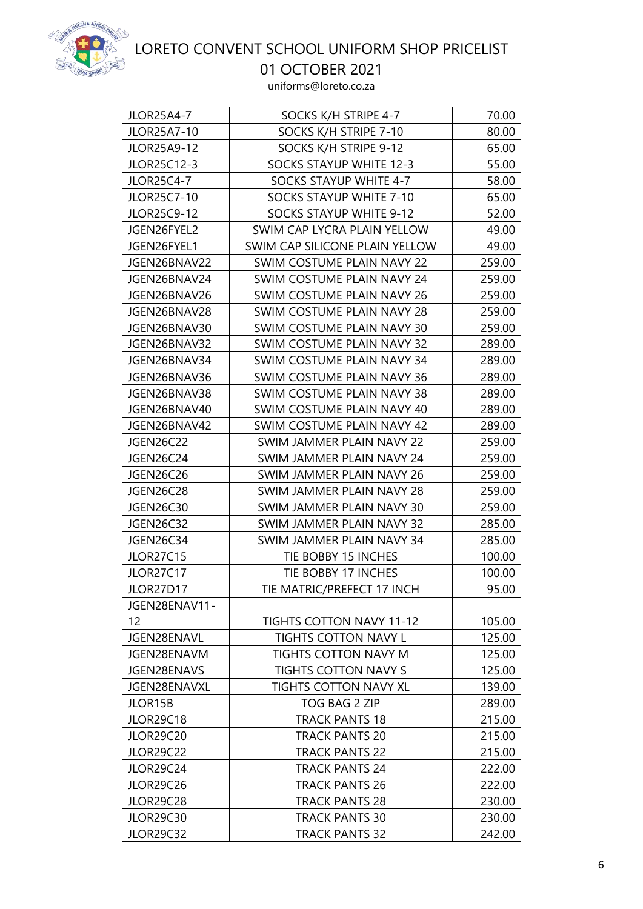# LORETO CONVENT SCHOOL UNIFORM SHOP PRICELIST

## 01 OCTOBER 2021

uniforms@loreto.co.za

| JLOR25A4-7 | SOCKS K/H STRIPE 4-7 | 70.00 |
|---|---|---|
| JLOR25A7-10 | SOCKS K/H STRIPE 7-10 | 80.00 |
| JLOR25A9-12 | SOCKS K/H STRIPE 9-12 | 65.00 |
| JLOR25C12-3 | SOCKS STAYUP WHITE 12-3 | 55.00 |
| JLOR25C4-7 | SOCKS STAYUP WHITE 4-7 | 58.00 |
| JLOR25C7-10 | SOCKS STAYUP WHITE 7-10 | 65.00 |
| JLOR25C9-12 | SOCKS STAYUP WHITE 9-12 | 52.00 |
| JGEN26FYEL2 | SWIM CAP LYCRA PLAIN YELLOW | 49.00 |
| JGEN26FYEL1 | SWIM CAP SILICONE PLAIN YELLOW | 49.00 |
| JGEN26BNAV22 | SWIM COSTUME PLAIN NAVY 22 | 259.00 |
| JGEN26BNAV24 | SWIM COSTUME PLAIN NAVY 24 | 259.00 |
| JGEN26BNAV26 | SWIM COSTUME PLAIN NAVY 26 | 259.00 |
| JGEN26BNAV28 | SWIM COSTUME PLAIN NAVY 28 | 259.00 |
| JGEN26BNAV30 | SWIM COSTUME PLAIN NAVY 30 | 259.00 |
| JGEN26BNAV32 | SWIM COSTUME PLAIN NAVY 32 | 289.00 |
| JGEN26BNAV34 | SWIM COSTUME PLAIN NAVY 34 | 289.00 |
| JGEN26BNAV36 | SWIM COSTUME PLAIN NAVY 36 | 289.00 |
| JGEN26BNAV38 | SWIM COSTUME PLAIN NAVY 38 | 289.00 |
| JGEN26BNAV40 | SWIM COSTUME PLAIN NAVY 40 | 289.00 |
| JGEN26BNAV42 | SWIM COSTUME PLAIN NAVY 42 | 289.00 |
| JGEN26C22 | SWIM JAMMER PLAIN NAVY 22 | 259.00 |
| JGEN26C24 | SWIM JAMMER PLAIN NAVY 24 | 259.00 |
| JGEN26C26 | SWIM JAMMER PLAIN NAVY 26 | 259.00 |
| JGEN26C28 | SWIM JAMMER PLAIN NAVY 28 | 259.00 |
| JGEN26C30 | SWIM JAMMER PLAIN NAVY 30 | 259.00 |
| JGEN26C32 | SWIM JAMMER PLAIN NAVY 32 | 285.00 |
| JGEN26C34 | SWIM JAMMER PLAIN NAVY 34 | 285.00 |
| JLOR27C15 | TIE BOBBY 15 INCHES | 100.00 |
| JLOR27C17 | TIE BOBBY 17 INCHES | 100.00 |
| JLOR27D17 | TIE MATRIC/PREFECT 17 INCH | 95.00 |
| JGEN28ENAV11-12 | TIGHTS COTTON NAVY 11-12 | 105.00 |
| JGEN28ENAVL | TIGHTS COTTON NAVY L | 125.00 |
| JGEN28ENAVM | TIGHTS COTTON NAVY M | 125.00 |
| JGEN28ENAVS | TIGHTS COTTON NAVY S | 125.00 |
| JGEN28ENAVXL | TIGHTS COTTON NAVY XL | 139.00 |
| JLOR15B | TOG BAG 2 ZIP | 289.00 |
| JLOR29C18 | TRACK PANTS 18 | 215.00 |
| JLOR29C20 | TRACK PANTS 20 | 215.00 |
| JLOR29C22 | TRACK PANTS 22 | 215.00 |
| JLOR29C24 | TRACK PANTS 24 | 222.00 |
| JLOR29C26 | TRACK PANTS 26 | 222.00 |
| JLOR29C28 | TRACK PANTS 28 | 230.00 |
| JLOR29C30 | TRACK PANTS 30 | 230.00 |
| JLOR29C32 | TRACK PANTS 32 | 242.00 |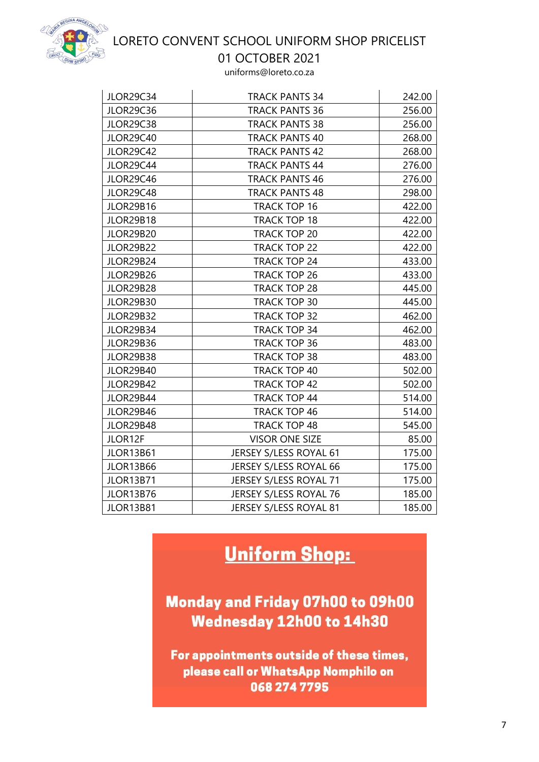LORETO CONVENT SCHOOL UNIFORM SHOP PRICELIST

01 OCTOBER 2021

uniforms@loreto.co.za

| | | |
|---|---|---|
| JLOR29C34 | TRACK PANTS 34 | 242.00 |
| JLOR29C36 | TRACK PANTS 36 | 256.00 |
| JLOR29C38 | TRACK PANTS 38 | 256.00 |
| JLOR29C40 | TRACK PANTS 40 | 268.00 |
| JLOR29C42 | TRACK PANTS 42 | 268.00 |
| JLOR29C44 | TRACK PANTS 44 | 276.00 |
| JLOR29C46 | TRACK PANTS 46 | 276.00 |
| JLOR29C48 | TRACK PANTS 48 | 298.00 |
| JLOR29B16 | TRACK TOP 16 | 422.00 |
| JLOR29B18 | TRACK TOP 18 | 422.00 |
| JLOR29B20 | TRACK TOP 20 | 422.00 |
| JLOR29B22 | TRACK TOP 22 | 422.00 |
| JLOR29B24 | TRACK TOP 24 | 433.00 |
| JLOR29B26 | TRACK TOP 26 | 433.00 |
| JLOR29B28 | TRACK TOP 28 | 445.00 |
| JLOR29B30 | TRACK TOP 30 | 445.00 |
| JLOR29B32 | TRACK TOP 32 | 462.00 |
| JLOR29B34 | TRACK TOP 34 | 462.00 |
| JLOR29B36 | TRACK TOP 36 | 483.00 |
| JLOR29B38 | TRACK TOP 38 | 483.00 |
| JLOR29B40 | TRACK TOP 40 | 502.00 |
| JLOR29B42 | TRACK TOP 42 | 502.00 |
| JLOR29B44 | TRACK TOP 44 | 514.00 |
| JLOR29B46 | TRACK TOP 46 | 514.00 |
| JLOR29B48 | TRACK TOP 48 | 545.00 |
| JLOR12F | VISOR ONE SIZE | 85.00 |
| JLOR13B61 | JERSEY S/LESS ROYAL 61 | 175.00 |
| JLOR13B66 | JERSEY S/LESS ROYAL 66 | 175.00 |
| JLOR13B71 | JERSEY S/LESS ROYAL 71 | 175.00 |
| JLOR13B76 | JERSEY S/LESS ROYAL 76 | 185.00 |
| JLOR13B81 | JERSEY S/LESS ROYAL 81 | 185.00 |

## Uniform Shop:

**Monday and Friday 07h00 to 09h00**
**Wednesday 12h00 to 14h30**

**For appointments outside of these times, please call or WhatsApp Nomphilo on 068 274 7795**